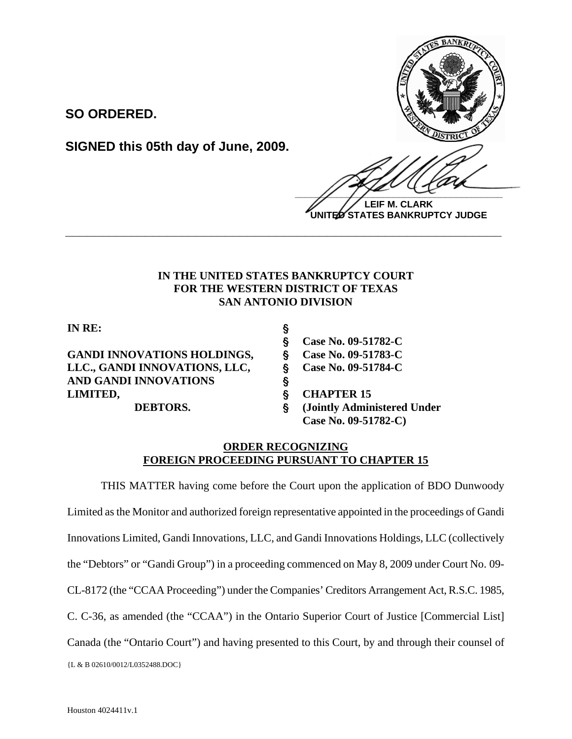**SO ORDERED.**

**SIGNED this 05th day of June, 2009.**

**LEIF M. CLARK**
**UNITED STATES BANKRUPTCY JUDGE**

---

**IN THE UNITED STATES BANKRUPTCY COURT**
**FOR THE WESTERN DISTRICT OF TEXAS**
**SAN ANTONIO DIVISION**

| | | |
|---|---|---|
| **IN RE:** | § | |
| | § | **Case No. 09-51782-C** |
| **GANDI INNOVATIONS HOLDINGS,** | § | **Case No. 09-51783-C** |
| **LLC., GANDI INNOVATIONS, LLC,** | § | **Case No. 09-51784-C** |
| **AND GANDI INNOVATIONS** | § | |
| **LIMITED,** | § | **CHAPTER 15** |
| **DEBTORS.** | § | **(Jointly Administered Under Case No. 09-51782-C)** |

**ORDER RECOGNIZING**
**FOREIGN PROCEEDING PURSUANT TO CHAPTER 15**

THIS MATTER having come before the Court upon the application of BDO Dunwoody Limited as the Monitor and authorized foreign representative appointed in the proceedings of Gandi Innovations Limited, Gandi Innovations, LLC, and Gandi Innovations Holdings, LLC (collectively the "Debtors" or "Gandi Group") in a proceeding commenced on May 8, 2009 under Court No. 09-CL-8172 (the "CCAA Proceeding") under the Companies' Creditors Arrangement Act, R.S.C. 1985, C. C-36, as amended (the "CCAA") in the Ontario Superior Court of Justice [Commercial List] Canada (the "Ontario Court") and having presented to this Court, by and through their counsel of

{L & B 02610/0012/L0352488.DOC}

Houston 4024411v.1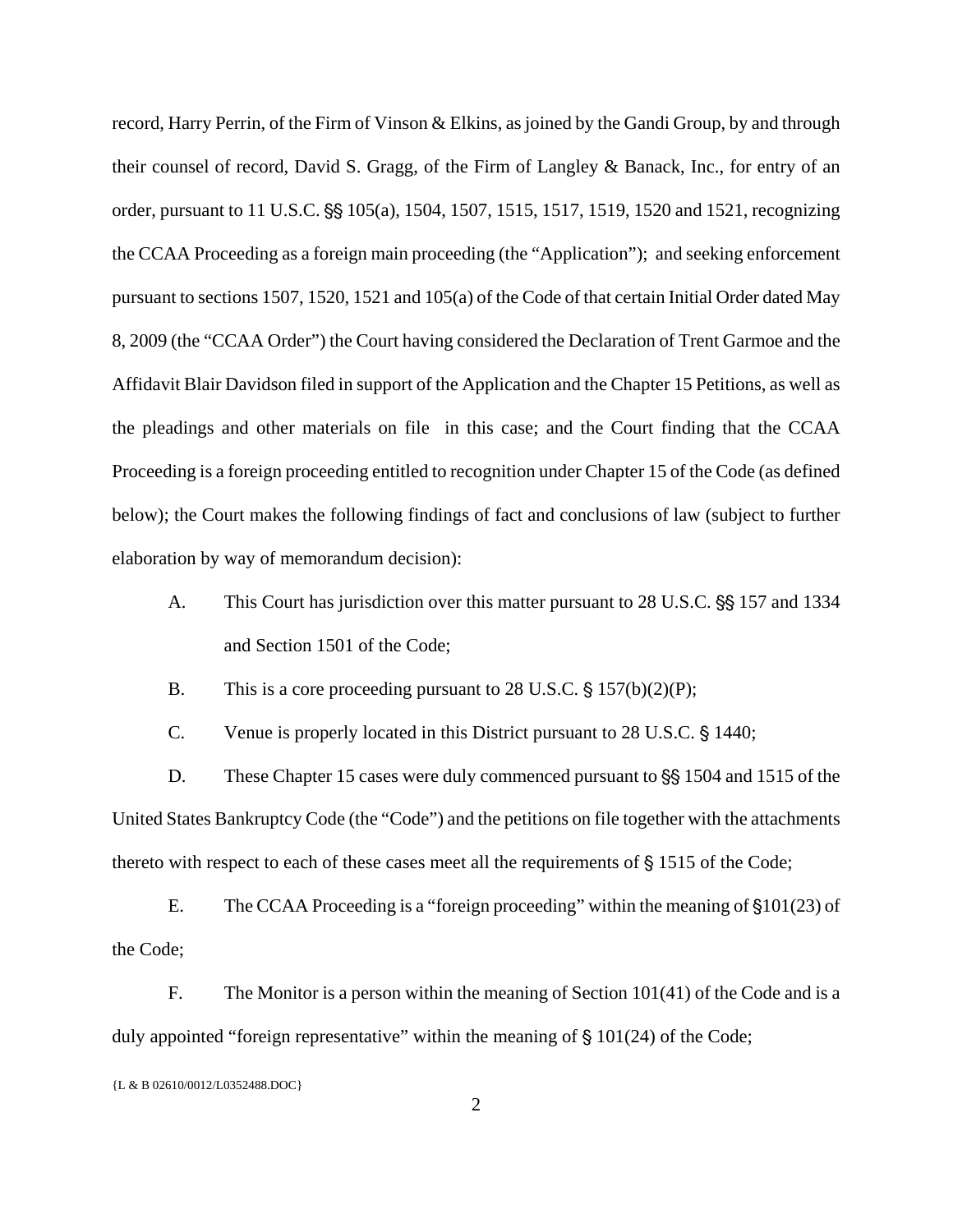record, Harry Perrin, of the Firm of Vinson & Elkins, as joined by the Gandi Group, by and through their counsel of record, David S. Gragg, of the Firm of Langley & Banack, Inc., for entry of an order, pursuant to 11 U.S.C. §§ 105(a), 1504, 1507, 1515, 1517, 1519, 1520 and 1521, recognizing the CCAA Proceeding as a foreign main proceeding (the "Application"); and seeking enforcement pursuant to sections 1507, 1520, 1521 and 105(a) of the Code of that certain Initial Order dated May 8, 2009 (the "CCAA Order") the Court having considered the Declaration of Trent Garmoe and the Affidavit Blair Davidson filed in support of the Application and the Chapter 15 Petitions, as well as the pleadings and other materials on file in this case; and the Court finding that the CCAA Proceeding is a foreign proceeding entitled to recognition under Chapter 15 of the Code (as defined below); the Court makes the following findings of fact and conclusions of law (subject to further elaboration by way of memorandum decision):

A. This Court has jurisdiction over this matter pursuant to 28 U.S.C. §§ 157 and 1334 and Section 1501 of the Code;

B. This is a core proceeding pursuant to 28 U.S.C. § 157(b)(2)(P);

C. Venue is properly located in this District pursuant to 28 U.S.C. § 1440;

D. These Chapter 15 cases were duly commenced pursuant to §§ 1504 and 1515 of the United States Bankruptcy Code (the "Code") and the petitions on file together with the attachments thereto with respect to each of these cases meet all the requirements of § 1515 of the Code;

E. The CCAA Proceeding is a "foreign proceeding" within the meaning of §101(23) of the Code;

F. The Monitor is a person within the meaning of Section 101(41) of the Code and is a duly appointed "foreign representative" within the meaning of § 101(24) of the Code;

{L & B 02610/0012/L0352488.DOC}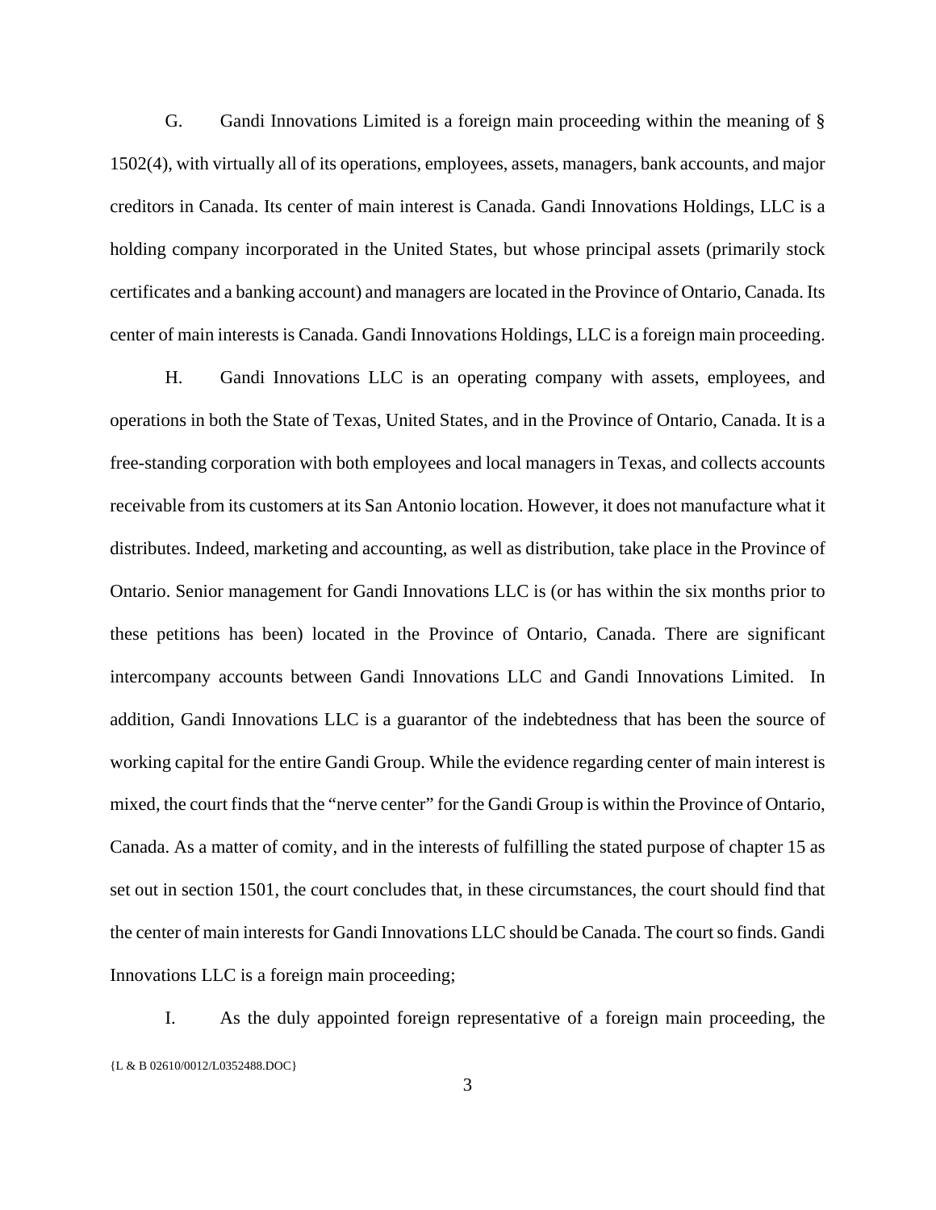G. Gandi Innovations Limited is a foreign main proceeding within the meaning of § 1502(4), with virtually all of its operations, employees, assets, managers, bank accounts, and major creditors in Canada. Its center of main interest is Canada. Gandi Innovations Holdings, LLC is a holding company incorporated in the United States, but whose principal assets (primarily stock certificates and a banking account) and managers are located in the Province of Ontario, Canada. Its center of main interests is Canada. Gandi Innovations Holdings, LLC is a foreign main proceeding.

H. Gandi Innovations LLC is an operating company with assets, employees, and operations in both the State of Texas, United States, and in the Province of Ontario, Canada. It is a free-standing corporation with both employees and local managers in Texas, and collects accounts receivable from its customers at its San Antonio location. However, it does not manufacture what it distributes. Indeed, marketing and accounting, as well as distribution, take place in the Province of Ontario. Senior management for Gandi Innovations LLC is (or has within the six months prior to these petitions has been) located in the Province of Ontario, Canada. There are significant intercompany accounts between Gandi Innovations LLC and Gandi Innovations Limited. In addition, Gandi Innovations LLC is a guarantor of the indebtedness that has been the source of working capital for the entire Gandi Group. While the evidence regarding center of main interest is mixed, the court finds that the "nerve center" for the Gandi Group is within the Province of Ontario, Canada. As a matter of comity, and in the interests of fulfilling the stated purpose of chapter 15 as set out in section 1501, the court concludes that, in these circumstances, the court should find that the center of main interests for Gandi Innovations LLC should be Canada. The court so finds. Gandi Innovations LLC is a foreign main proceeding;

I. As the duly appointed foreign representative of a foreign main proceeding, the

{L & B 02610/0012/L0352488.DOC}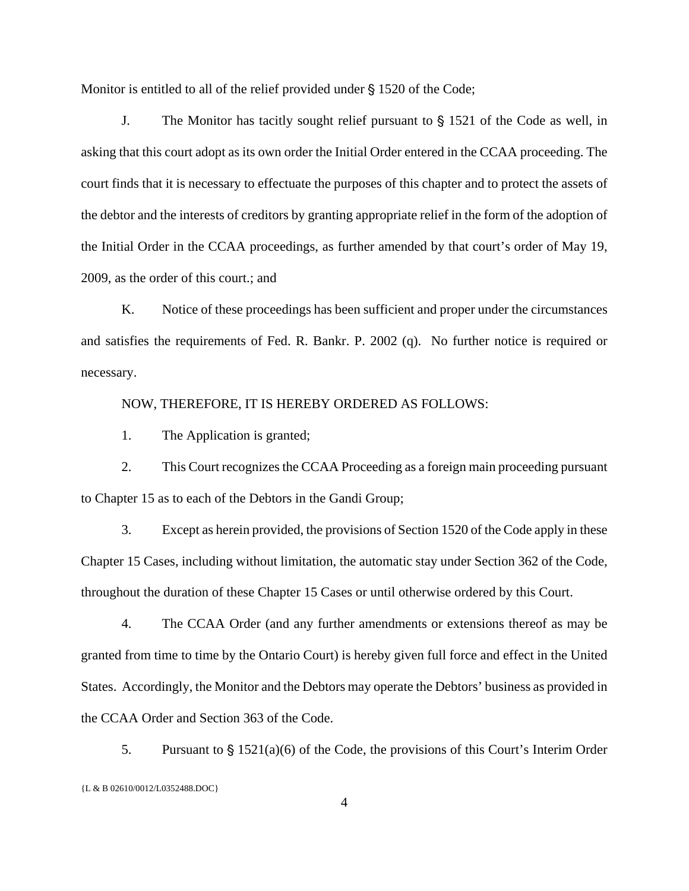Monitor is entitled to all of the relief provided under § 1520 of the Code;

J. The Monitor has tacitly sought relief pursuant to § 1521 of the Code as well, in asking that this court adopt as its own order the Initial Order entered in the CCAA proceeding. The court finds that it is necessary to effectuate the purposes of this chapter and to protect the assets of the debtor and the interests of creditors by granting appropriate relief in the form of the adoption of the Initial Order in the CCAA proceedings, as further amended by that court's order of May 19, 2009, as the order of this court.; and

K. Notice of these proceedings has been sufficient and proper under the circumstances and satisfies the requirements of Fed. R. Bankr. P. 2002 (q). No further notice is required or necessary.

NOW, THEREFORE, IT IS HEREBY ORDERED AS FOLLOWS:

1. The Application is granted;

2. This Court recognizes the CCAA Proceeding as a foreign main proceeding pursuant to Chapter 15 as to each of the Debtors in the Gandi Group;

3. Except as herein provided, the provisions of Section 1520 of the Code apply in these Chapter 15 Cases, including without limitation, the automatic stay under Section 362 of the Code, throughout the duration of these Chapter 15 Cases or until otherwise ordered by this Court.

4. The CCAA Order (and any further amendments or extensions thereof as may be granted from time to time by the Ontario Court) is hereby given full force and effect in the United States. Accordingly, the Monitor and the Debtors may operate the Debtors' business as provided in the CCAA Order and Section 363 of the Code.

5. Pursuant to § 1521(a)(6) of the Code, the provisions of this Court's Interim Order

{L & B 02610/0012/L0352488.DOC}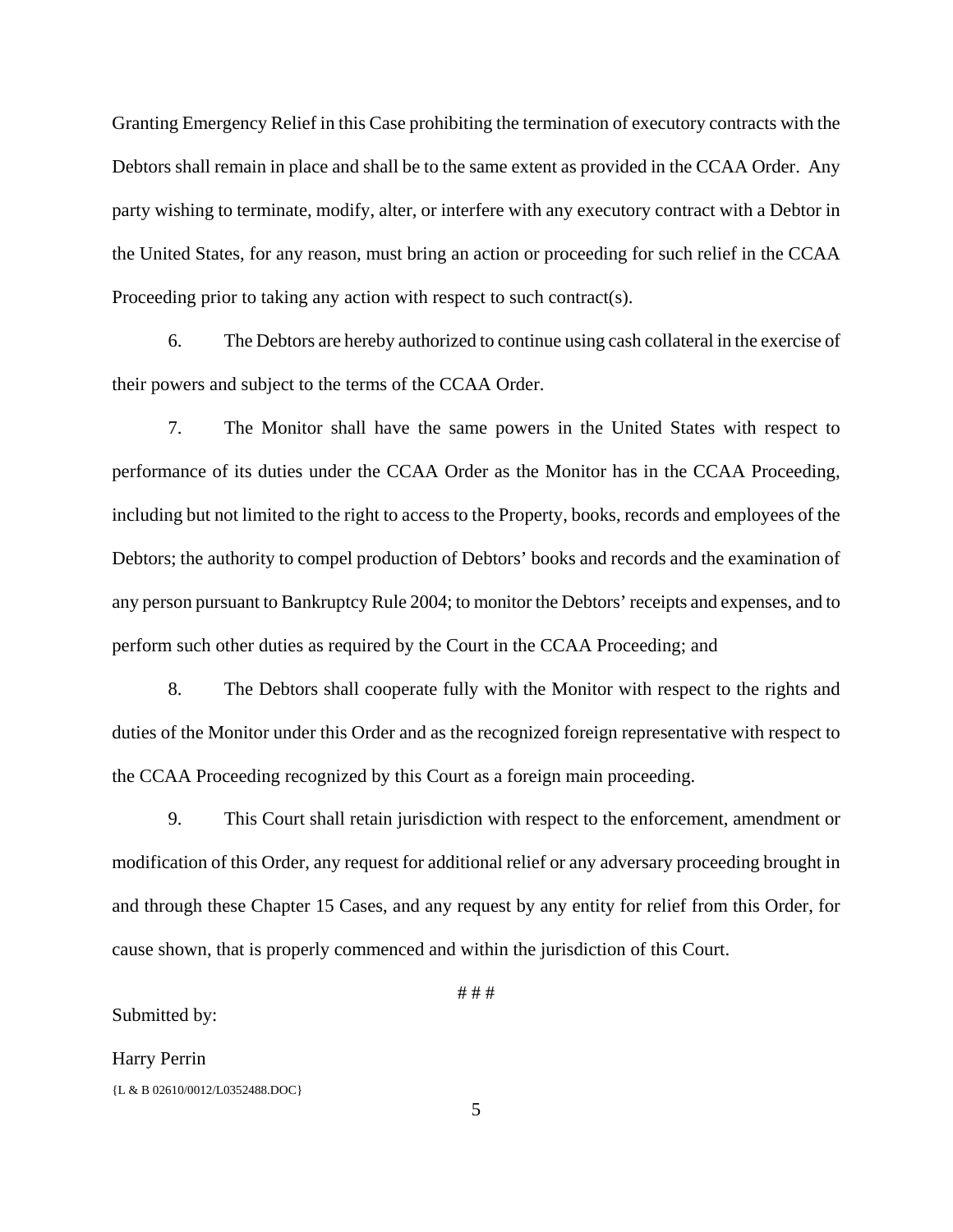Granting Emergency Relief in this Case prohibiting the termination of executory contracts with the Debtors shall remain in place and shall be to the same extent as provided in the CCAA Order. Any party wishing to terminate, modify, alter, or interfere with any executory contract with a Debtor in the United States, for any reason, must bring an action or proceeding for such relief in the CCAA Proceeding prior to taking any action with respect to such contract(s).

6. The Debtors are hereby authorized to continue using cash collateral in the exercise of their powers and subject to the terms of the CCAA Order.

7. The Monitor shall have the same powers in the United States with respect to performance of its duties under the CCAA Order as the Monitor has in the CCAA Proceeding, including but not limited to the right to access to the Property, books, records and employees of the Debtors; the authority to compel production of Debtors' books and records and the examination of any person pursuant to Bankruptcy Rule 2004; to monitor the Debtors' receipts and expenses, and to perform such other duties as required by the Court in the CCAA Proceeding; and

8. The Debtors shall cooperate fully with the Monitor with respect to the rights and duties of the Monitor under this Order and as the recognized foreign representative with respect to the CCAA Proceeding recognized by this Court as a foreign main proceeding.

9. This Court shall retain jurisdiction with respect to the enforcement, amendment or modification of this Order, any request for additional relief or any adversary proceeding brought in and through these Chapter 15 Cases, and any request by any entity for relief from this Order, for cause shown, that is properly commenced and within the jurisdiction of this Court.

# # #

Submitted by:

Harry Perrin

{L & B 02610/0012/L0352488.DOC}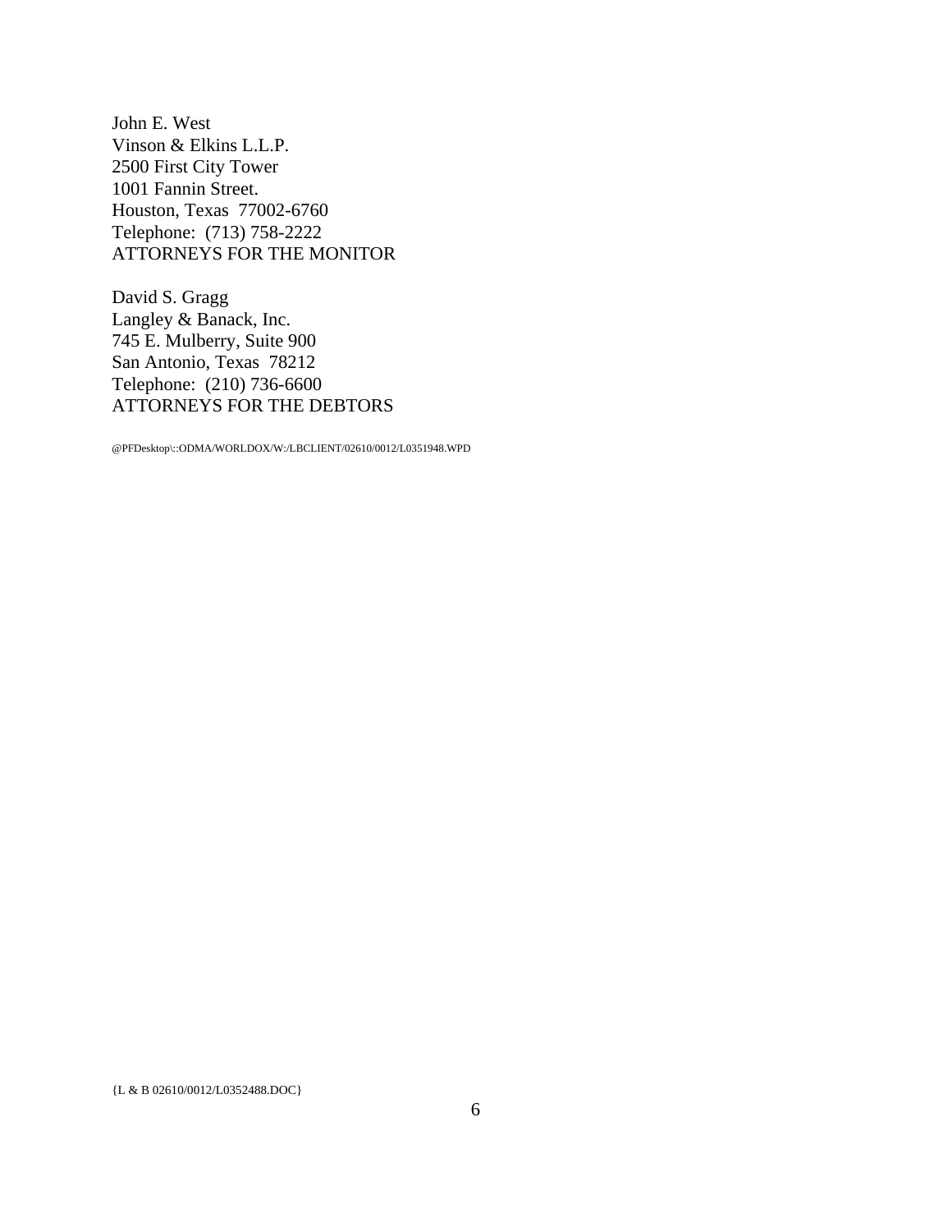John E. West
Vinson & Elkins L.L.P.
2500 First City Tower
1001 Fannin Street.
Houston, Texas 77002-6760
Telephone: (713) 758-2222
ATTORNEYS FOR THE MONITOR

David S. Gragg
Langley & Banack, Inc.
745 E. Mulberry, Suite 900
San Antonio, Texas 78212
Telephone: (210) 736-6600
ATTORNEYS FOR THE DEBTORS

@PFDesktop\::ODMA/WORLDOX/W:/LBCLIENT/02610/0012/L0351948.WPD

{L & B 02610/0012/L0352488.DOC}